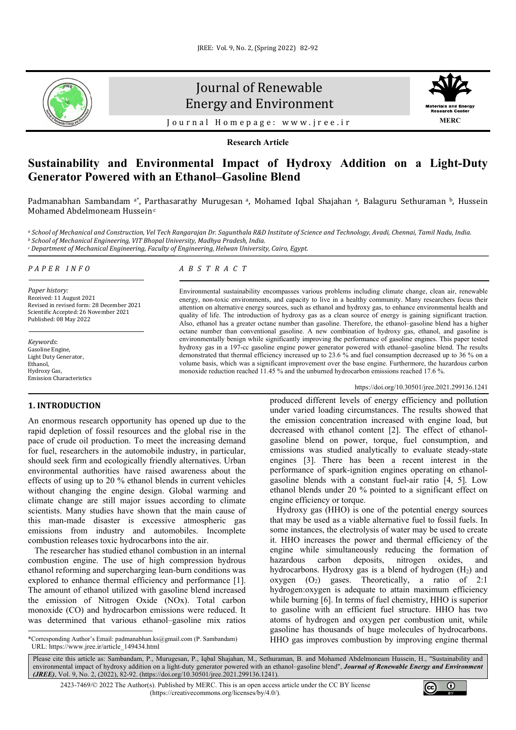Research Article

# Sustainability and Environmental Impact of Hydroxy Addition on a Light-Duty Generator Powered with an Ethanol–Gasoline Blend

Padmanabhan Sambandam [a*], Parthasarathy Murugesan [a], Mohamed Iqbal Shajahan [a], Balaguru Sethuraman [b], Hussein Mohamed Abdelmoneam Hussein [c]

[a] *School of Mechanical and Construction, Vel Tech Rangarajan Dr. Sagunthala R&D Institute of Science and Technology, Avadi, Chennai, Tamil Nadu, India.*
[b] *School of Mechanical Engineering, VIT Bhopal University, Madhya Pradesh, India.*
[c] *Department of Mechanical Engineering, Faculty of Engineering, Helwan University, Cairo, Egypt.*

*PAPER INFO*

*Paper history:*
Received: 11 August 2021
Revised in revised form: 28 December 2021
Scientific Accepted: 26 November 2021
Published: 08 May 2022

*Keywords:*
Gasoline Engine,
Light Duty Generator,
Ethanol,
Hydroxy Gas,
Emission Characteristics

*ABSTRACT*

Environmental sustainability encompasses various problems including climate change, clean air, renewable energy, non-toxic environments, and capacity to live in a healthy community. Many researchers focus their attention on alternative energy sources, such as ethanol and hydroxy gas, to enhance environmental health and quality of life. The introduction of hydroxy gas as a clean source of energy is gaining significant traction. Also, ethanol has a greater octane number than gasoline. Therefore, the ethanol–gasoline blend has a higher octane number than conventional gasoline. A new combination of hydroxy gas, ethanol, and gasoline is environmentally benign while significantly improving the performance of gasoline engines. This paper tested hydroxy gas in a 197-cc gasoline engine power generator powered with ethanol–gasoline blend. The results demonstrated that thermal efficiency increased up to 23.6 % and fuel consumption decreased up to 36 % on a volume basis, which was a significant improvement over the base engine. Furthermore, the hazardous carbon monoxide reduction reached 11.45 % and the unburned hydrocarbon emissions reached 17.6 %.

https://doi.org/10.30501/jree.2021.299136.1241

## 1. INTRODUCTION

An enormous research opportunity has opened up due to the rapid depletion of fossil resources and the global rise in the pace of crude oil production. To meet the increasing demand for fuel, researchers in the automobile industry, in particular, should seek firm and ecologically friendly alternatives. Urban environmental authorities have raised awareness about the effects of using up to 20 % ethanol blends in current vehicles without changing the engine design. Global warming and climate change are still major issues according to climate scientists. Many studies have shown that the main cause of this man-made disaster is excessive atmospheric gas emissions from industry and automobiles. Incomplete combustion releases toxic hydrocarbons into the air.

The researcher has studied ethanol combustion in an internal combustion engine. The use of high compression hydrous ethanol reforming and supercharging lean-burn conditions was explored to enhance thermal efficiency and performance [1]. The amount of ethanol utilized with gasoline blend increased the emission of Nitrogen Oxide (NOx). Total carbon monoxide (CO) and hydrocarbon emissions were reduced. It was determined that various ethanol–gasoline mix ratios produced different levels of energy efficiency and pollution under varied loading circumstances. The results showed that the emission concentration increased with engine load, but decreased with ethanol content [2]. The effect of ethanol-gasoline blend on power, torque, fuel consumption, and emissions was studied analytically to evaluate steady-state engines [3]. There has been a recent interest in the performance of spark-ignition engines operating on ethanol-gasoline blends with a constant fuel-air ratio [4, 5]. Low ethanol blends under 20 % pointed to a significant effect on engine efficiency or torque.

Hydroxy gas (HHO) is one of the potential energy sources that may be used as a viable alternative fuel to fossil fuels. In some instances, the electrolysis of water may be used to create it. HHO increases the power and thermal efficiency of the engine while simultaneously reducing the formation of hazardous carbon deposits, nitrogen oxides, and hydrocarbons. Hydroxy gas is a blend of hydrogen ($H_2$) and oxygen ($O_2$) gases. Theoretically, a ratio of 2:1 hydrogen:oxygen is adequate to attain maximum efficiency while burning [6]. In terms of fuel chemistry, HHO is superior to gasoline with an efficient fuel structure. HHO has two atoms of hydrogen and oxygen per combustion unit, while gasoline has thousands of huge molecules of hydrocarbons. HHO gas improves combustion by improving engine thermal

*Corresponding Author's Email: padmanabhan.ks@gmail.com (P. Sambandam)
URL: https://www.jree.ir/article_149434.html

Please cite this article as: Sambandam, P., Murugesan, P., Iqbal Shajahan, M., Sethuraman, B. and Mohamed Abdelmoneam Hussein, H., "Sustainability and environmental impact of hydroxy addition on a light-duty generator powered with an ethanol–gasoline blend", *Journal of Renewable Energy and Environment (JREE)*, Vol. 9, No. 2, (2022), 82-92. (https://doi.org/10.30501/jree.2021.299136.1241).

2423-7469/© 2022 The Author(s). Published by MERC. This is an open access article under the CC BY license (https://creativecommons.org/licenses/by/4.0/).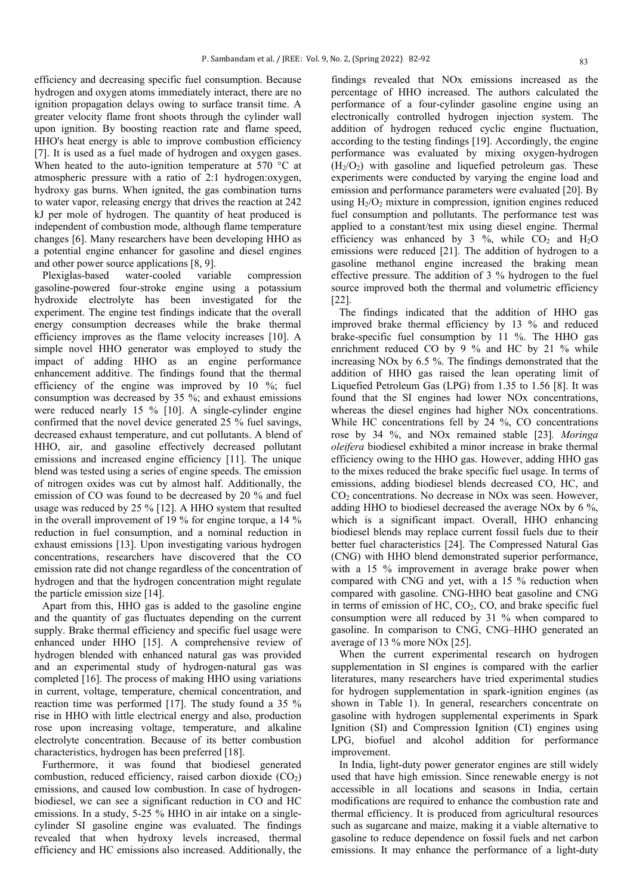efficiency and decreasing specific fuel consumption. Because hydrogen and oxygen atoms immediately interact, there are no ignition propagation delays owing to surface transit time. A greater velocity flame front shoots through the cylinder wall upon ignition. By boosting reaction rate and flame speed, HHO's heat energy is able to improve combustion efficiency [7]. It is used as a fuel made of hydrogen and oxygen gases. When heated to the auto-ignition temperature at 570 °C at atmospheric pressure with a ratio of 2:1 hydrogen:oxygen, hydroxy gas burns. When ignited, the gas combination turns to water vapor, releasing energy that drives the reaction at 242 kJ per mole of hydrogen. The quantity of heat produced is independent of combustion mode, although flame temperature changes [6]. Many researchers have been developing HHO as a potential engine enhancer for gasoline and diesel engines and other power source applications [8, 9].

Plexiglas-based water-cooled variable compression gasoline-powered four-stroke engine using a potassium hydroxide electrolyte has been investigated for the experiment. The engine test findings indicate that the overall energy consumption decreases while the brake thermal efficiency improves as the flame velocity increases [10]. A simple novel HHO generator was employed to study the impact of adding HHO as an engine performance enhancement additive. The findings found that the thermal efficiency of the engine was improved by 10 %; fuel consumption was decreased by 35 %; and exhaust emissions were reduced nearly 15 % [10]. A single-cylinder engine confirmed that the novel device generated 25 % fuel savings, decreased exhaust temperature, and cut pollutants. A blend of HHO, air, and gasoline effectively decreased pollutant emissions and increased engine efficiency [11]. The unique blend was tested using a series of engine speeds. The emission of nitrogen oxides was cut by almost half. Additionally, the emission of CO was found to be decreased by 20 % and fuel usage was reduced by 25 % [12]. A HHO system that resulted in the overall improvement of 19 % for engine torque, a 14 % reduction in fuel consumption, and a nominal reduction in exhaust emissions [13]. Upon investigating various hydrogen concentrations, researchers have discovered that the CO emission rate did not change regardless of the concentration of hydrogen and that the hydrogen concentration might regulate the particle emission size [14].

Apart from this, HHO gas is added to the gasoline engine and the quantity of gas fluctuates depending on the current supply. Brake thermal efficiency and specific fuel usage were enhanced under HHO [15]. A comprehensive review of hydrogen blended with enhanced natural gas was provided and an experimental study of hydrogen-natural gas was completed [16]. The process of making HHO using variations in current, voltage, temperature, chemical concentration, and reaction time was performed [17]. The study found a 35 % rise in HHO with little electrical energy and also, production rose upon increasing voltage, temperature, and alkaline electrolyte concentration. Because of its better combustion characteristics, hydrogen has been preferred [18].

Furthermore, it was found that biodiesel generated combustion, reduced efficiency, raised carbon dioxide ($CO_2$) emissions, and caused low combustion. In case of hydrogen-biodiesel, we can see a significant reduction in CO and HC emissions. In a study, 5-25 % HHO in air intake on a single-cylinder SI gasoline engine was evaluated. The findings revealed that when hydroxy levels increased, thermal efficiency and HC emissions also increased. Additionally, the findings revealed that NOx emissions increased as the percentage of HHO increased. The authors calculated the performance of a four-cylinder gasoline engine using an electronically controlled hydrogen injection system. The addition of hydrogen reduced cyclic engine fluctuation, according to the testing findings [19]. Accordingly, the engine performance was evaluated by mixing oxygen-hydrogen ($H_2/O_2$) with gasoline and liquefied petroleum gas. These experiments were conducted by varying the engine load and emission and performance parameters were evaluated [20]. By using $H_2/O_2$ mixture in compression, ignition engines reduced fuel consumption and pollutants. The performance test was applied to a constant/test mix using diesel engine. Thermal efficiency was enhanced by 3 %, while $CO_2$ and $H_2O$ emissions were reduced [21]. The addition of hydrogen to a gasoline methanol engine increased the braking mean effective pressure. The addition of 3 % hydrogen to the fuel source improved both the thermal and volumetric efficiency [22].

The findings indicated that the addition of HHO gas improved brake thermal efficiency by 13 % and reduced brake-specific fuel consumption by 11 %. The HHO gas enrichment reduced CO by 9 % and HC by 21 % while increasing NOx by 6.5 %. The findings demonstrated that the addition of HHO gas raised the lean operating limit of Liquefied Petroleum Gas (LPG) from 1.35 to 1.56 [8]. It was found that the SI engines had lower NOx concentrations, whereas the diesel engines had higher NOx concentrations. While HC concentrations fell by 24 %, CO concentrations rose by 34 %, and NOx remained stable [23]. *Moringa oleifera* biodiesel exhibited a minor increase in brake thermal efficiency owing to the HHO gas. However, adding HHO gas to the mixes reduced the brake specific fuel usage. In terms of emissions, adding biodiesel blends decreased CO, HC, and $CO_2$ concentrations. No decrease in NOx was seen. However, adding HHO to biodiesel decreased the average NOx by 6 %, which is a significant impact. Overall, HHO enhancing biodiesel blends may replace current fossil fuels due to their better fuel characteristics [24]. The Compressed Natural Gas (CNG) with HHO blend demonstrated superior performance, with a 15 % improvement in average brake power when compared with CNG and yet, with a 15 % reduction when compared with gasoline. CNG-HHO beat gasoline and CNG in terms of emission of HC, $CO_2$, CO, and brake specific fuel consumption were all reduced by 31 % when compared to gasoline. In comparison to CNG, CNG–HHO generated an average of 13 % more NOx [25].

When the current experimental research on hydrogen supplementation in SI engines is compared with the earlier literatures, many researchers have tried experimental studies for hydrogen supplementation in spark-ignition engines (as shown in Table 1). In general, researchers concentrate on gasoline with hydrogen supplemental experiments in Spark Ignition (SI) and Compression Ignition (CI) engines using LPG, biofuel and alcohol addition for performance improvement.

In India, light-duty power generator engines are still widely used that have high emission. Since renewable energy is not accessible in all locations and seasons in India, certain modifications are required to enhance the combustion rate and thermal efficiency. It is produced from agricultural resources such as sugarcane and maize, making it a viable alternative to gasoline to reduce dependence on fossil fuels and net carbon emissions. It may enhance the performance of a light-duty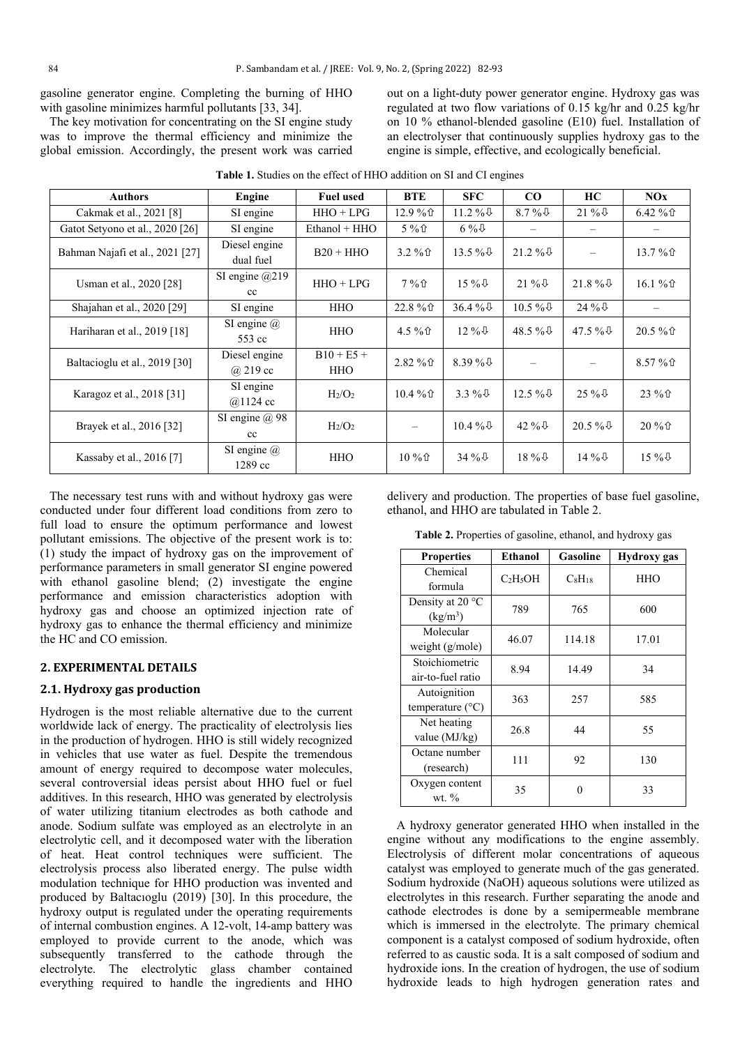gasoline generator engine. Completing the burning of HHO with gasoline minimizes harmful pollutants [33, 34].

The key motivation for concentrating on the SI engine study was to improve the thermal efficiency and minimize the global emission. Accordingly, the present work was carried out on a light-duty power generator engine. Hydroxy gas was regulated at two flow variations of 0.15 kg/hr and 0.25 kg/hr on 10 % ethanol-blended gasoline (E10) fuel. Installation of an electrolyser that continuously supplies hydroxy gas to the engine is simple, effective, and ecologically beneficial.

**Table 1.** Studies on the effect of HHO addition on SI and CI engines

| Authors | Engine | Fuel used | BTE | SFC | CO | HC | NOx |
|---|---|---|---|---|---|---|---|
| Cakmak et al., 2021 [8] | SI engine | HHO + LPG | 12.9 %⇧ | 11.2 %⇩ | 8.7 %⇩ | 21 %⇩ | 6.42 %⇧ |
| Gatot Setyono et al., 2020 [26] | SI engine | Ethanol + HHO | 5 %⇧ | 6 %⇩ | – | – | – |
| Bahman Najafi et al., 2021 [27] | Diesel engine dual fuel | B20 + HHO | 3.2 %⇧ | 13.5 %⇩ | 21.2 %⇩ | – | 13.7 %⇧ |
| Usman et al., 2020 [28] | SI engine @219 cc | HHO + LPG | 7 %⇧ | 15 %⇩ | 21 %⇩ | 21.8 %⇩ | 16.1 %⇧ |
| Shajahan et al., 2020 [29] | SI engine | HHO | 22.8 %⇧ | 36.4 %⇩ | 10.5 %⇩ | 24 %⇩ | – |
| Hariharan et al., 2019 [18] | SI engine @ 553 cc | HHO | 4.5 %⇧ | 12 %⇩ | 48.5 %⇩ | 47.5 %⇩ | 20.5 %⇧ |
| Baltacioglu et al., 2019 [30] | Diesel engine @ 219 cc | B10 + E5 + HHO | 2.82 %⇧ | 8.39 %⇩ | – | – | 8.57 %⇧ |
| Karagoz et al., 2018 [31] | SI engine @1124 cc | $H_2/O_2$ | 10.4 %⇧ | 3.3 %⇩ | 12.5 %⇩ | 25 %⇩ | 23 %⇧ |
| Brayek et al., 2016 [32] | SI engine @ 98 cc | $H_2/O_2$ | – | 10.4 %⇩ | 42 %⇩ | 20.5 %⇩ | 20 %⇧ |
| Kassaby et al., 2016 [7] | SI engine @ 1289 cc | HHO | 10 %⇧ | 34 %⇩ | 18 %⇩ | 14 %⇩ | 15 %⇩ |

The necessary test runs with and without hydroxy gas were conducted under four different load conditions from zero to full load to ensure the optimum performance and lowest pollutant emissions. The objective of the present work is to: (1) study the impact of hydroxy gas on the improvement of performance parameters in small generator SI engine powered with ethanol gasoline blend; (2) investigate the engine performance and emission characteristics adoption with hydroxy gas and choose an optimized injection rate of hydroxy gas to enhance the thermal efficiency and minimize the HC and CO emission.

## 2. EXPERIMENTAL DETAILS

### 2.1. Hydroxy gas production

Hydrogen is the most reliable alternative due to the current worldwide lack of energy. The practicality of electrolysis lies in the production of hydrogen. HHO is still widely recognized in vehicles that use water as fuel. Despite the tremendous amount of energy required to decompose water molecules, several controversial ideas persist about HHO fuel or fuel additives. In this research, HHO was generated by electrolysis of water utilizing titanium electrodes as both cathode and anode. Sodium sulfate was employed as an electrolyte in an electrolytic cell, and it decomposed water with the liberation of heat. Heat control techniques were sufficient. The electrolysis process also liberated energy. The pulse width modulation technique for HHO production was invented and produced by Baltacıoglu (2019) [30]. In this procedure, the hydroxy output is regulated under the operating requirements of internal combustion engines. A 12-volt, 14-amp battery was employed to provide current to the anode, which was subsequently transferred to the cathode through the electrolyte. The electrolytic glass chamber contained everything required to handle the ingredients and HHO delivery and production. The properties of base fuel gasoline, ethanol, and HHO are tabulated in Table 2.

**Table 2.** Properties of gasoline, ethanol, and hydroxy gas

| Properties | Ethanol | Gasoline | Hydroxy gas |
|---|---|---|---|
| Chemical formula | $C_2H_5OH$ | $C_8H_{18}$ | HHO |
| Density at 20 °C (kg/m³) | 789 | 765 | 600 |
| Molecular weight (g/mole) | 46.07 | 114.18 | 17.01 |
| Stoichiometric air-to-fuel ratio | 8.94 | 14.49 | 34 |
| Autoignition temperature (°C) | 363 | 257 | 585 |
| Net heating value (MJ/kg) | 26.8 | 44 | 55 |
| Octane number (research) | 111 | 92 | 130 |
| Oxygen content wt. % | 35 | 0 | 33 |

A hydroxy generator generated HHO when installed in the engine without any modifications to the engine assembly. Electrolysis of different molar concentrations of aqueous catalyst was employed to generate much of the gas generated. Sodium hydroxide (NaOH) aqueous solutions were utilized as electrolytes in this research. Further separating the anode and cathode electrodes is done by a semipermeable membrane which is immersed in the electrolyte. The primary chemical component is a catalyst composed of sodium hydroxide, often referred to as caustic soda. It is a salt composed of sodium and hydroxide ions. In the creation of hydrogen, the use of sodium hydroxide leads to high hydrogen generation rates and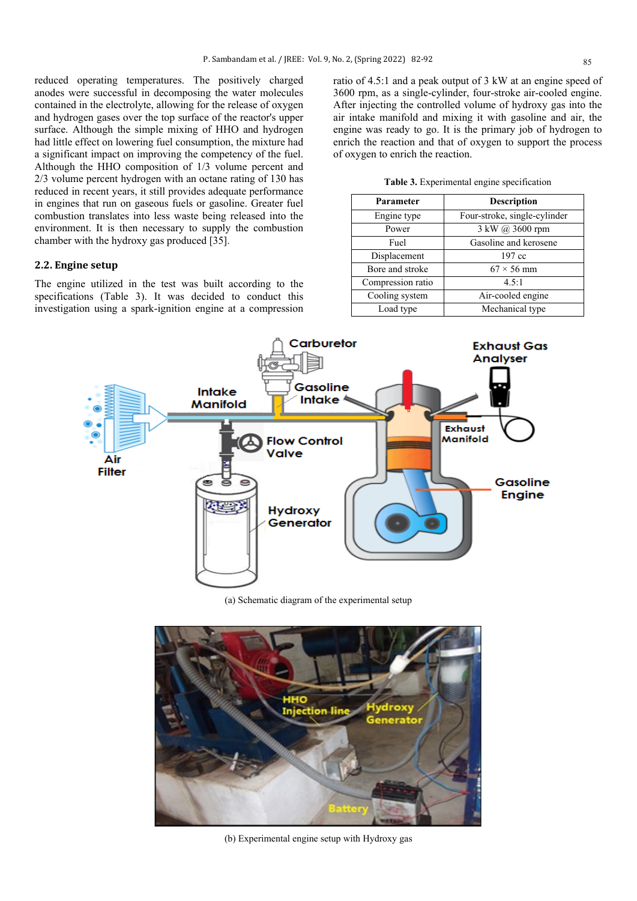reduced operating temperatures. The positively charged anodes were successful in decomposing the water molecules contained in the electrolyte, allowing for the release of oxygen and hydrogen gases over the top surface of the reactor's upper surface. Although the simple mixing of HHO and hydrogen had little effect on lowering fuel consumption, the mixture had a significant impact on improving the competency of the fuel. Although the HHO composition of 1/3 volume percent and 2/3 volume percent hydrogen with an octane rating of 130 has reduced in recent years, it still provides adequate performance in engines that run on gaseous fuels or gasoline. Greater fuel combustion translates into less waste being released into the environment. It is then necessary to supply the combustion chamber with the hydroxy gas produced [35].

## 2.2. Engine setup

The engine utilized in the test was built according to the specifications (Table 3). It was decided to conduct this investigation using a spark-ignition engine at a compression ratio of 4.5:1 and a peak output of 3 kW at an engine speed of 3600 rpm, as a single-cylinder, four-stroke air-cooled engine. After injecting the controlled volume of hydroxy gas into the air intake manifold and mixing it with gasoline and air, the engine was ready to go. It is the primary job of hydrogen to enrich the reaction and that of oxygen to support the process of oxygen to enrich the reaction.

**Table 3.** Experimental engine specification

| Parameter | Description |
| --- | --- |
| Engine type | Four-stroke, single-cylinder |
| Power | 3 kW @ 3600 rpm |
| Fuel | Gasoline and kerosene |
| Displacement | 197 cc |
| Bore and stroke | 67 × 56 mm |
| Compression ratio | 4.5:1 |
| Cooling system | Air-cooled engine |
| Load type | Mechanical type |

(a) Schematic diagram of the experimental setup

(b) Experimental engine setup with Hydroxy gas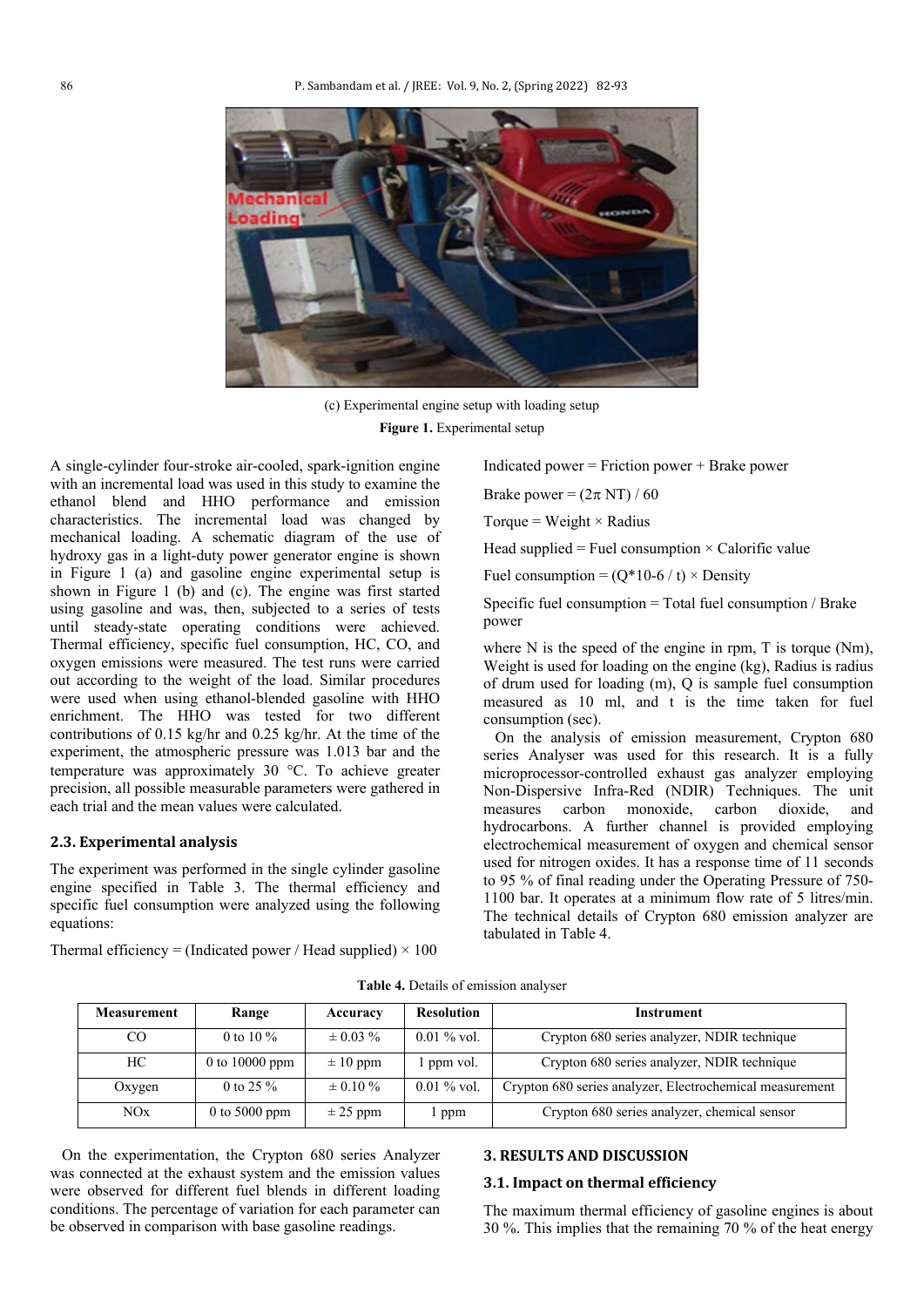(c) Experimental engine setup with loading setup

**Figure 1.** Experimental setup

A single-cylinder four-stroke air-cooled, spark-ignition engine with an incremental load was used in this study to examine the ethanol blend and HHO performance and emission characteristics. The incremental load was changed by mechanical loading. A schematic diagram of the use of hydroxy gas in a light-duty power generator engine is shown in Figure 1 (a) and gasoline engine experimental setup is shown in Figure 1 (b) and (c). The engine was first started using gasoline and was, then, subjected to a series of tests until steady-state operating conditions were achieved. Thermal efficiency, specific fuel consumption, HC, CO, and oxygen emissions were measured. The test runs were carried out according to the weight of the load. Similar procedures were used when using ethanol-blended gasoline with HHO enrichment. The HHO was tested for two different contributions of 0.15 kg/hr and 0.25 kg/hr. At the time of the experiment, the atmospheric pressure was 1.013 bar and the temperature was approximately 30 °C. To achieve greater precision, all possible measurable parameters were gathered in each trial and the mean values were calculated.

### 2.3. Experimental analysis

The experiment was performed in the single cylinder gasoline engine specified in Table 3. The thermal efficiency and specific fuel consumption were analyzed using the following equations:

Thermal efficiency = (Indicated power / Head supplied) × 100

Indicated power = Friction power + Brake power

Brake power = $(2\pi \text{ NT}) / 60$

Torque = Weight × Radius

Head supplied = Fuel consumption × Calorific value

Fuel consumption = (Q*10-6 / t) × Density

Specific fuel consumption = Total fuel consumption / Brake power

where N is the speed of the engine in rpm, T is torque (Nm), Weight is used for loading on the engine (kg), Radius is radius of drum used for loading (m), Q is sample fuel consumption measured as 10 ml, and t is the time taken for fuel consumption (sec).

On the analysis of emission measurement, Crypton 680 series Analyser was used for this research. It is a fully microprocessor-controlled exhaust gas analyzer employing Non-Dispersive Infra-Red (NDIR) Techniques. The unit measures carbon monoxide, carbon dioxide, and hydrocarbons. A further channel is provided employing electrochemical measurement of oxygen and chemical sensor used for nitrogen oxides. It has a response time of 11 seconds to 95 % of final reading under the Operating Pressure of 750-1100 bar. It operates at a minimum flow rate of 5 litres/min. The technical details of Crypton 680 emission analyzer are tabulated in Table 4.

**Table 4.** Details of emission analyser

| Measurement | Range | Accuracy | Resolution | Instrument |
|---|---|---|---|---|
| CO | 0 to 10 % | ± 0.03 % | 0.01 % vol. | Crypton 680 series analyzer, NDIR technique |
| HC | 0 to 10000 ppm | ± 10 ppm | 1 ppm vol. | Crypton 680 series analyzer, NDIR technique |
| Oxygen | 0 to 25 % | ± 0.10 % | 0.01 % vol. | Crypton 680 series analyzer, Electrochemical measurement |
| NOx | 0 to 5000 ppm | ± 25 ppm | 1 ppm | Crypton 680 series analyzer, chemical sensor |

On the experimentation, the Crypton 680 series Analyzer was connected at the exhaust system and the emission values were observed for different fuel blends in different loading conditions. The percentage of variation for each parameter can be observed in comparison with base gasoline readings.

## 3. RESULTS AND DISCUSSION

### 3.1. Impact on thermal efficiency

The maximum thermal efficiency of gasoline engines is about 30 %. This implies that the remaining 70 % of the heat energy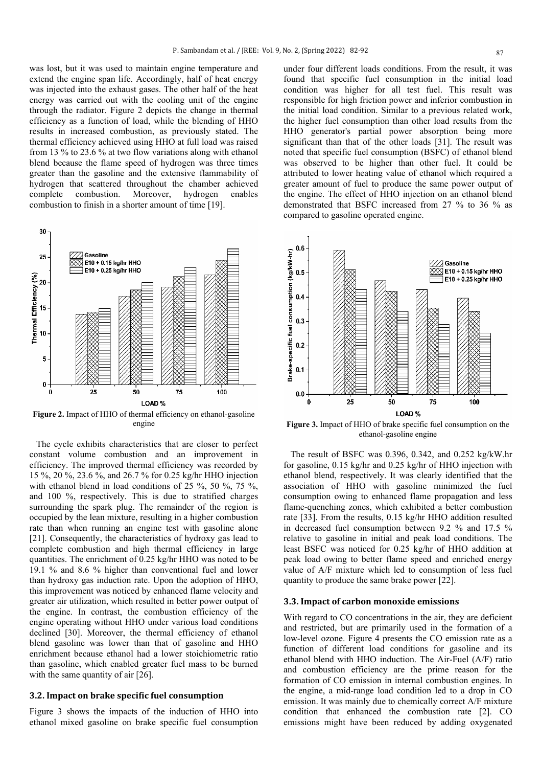was lost, but it was used to maintain engine temperature and extend the engine span life. Accordingly, half of heat energy was injected into the exhaust gases. The other half of the heat energy was carried out with the cooling unit of the engine through the radiator. Figure 2 depicts the change in thermal efficiency as a function of load, while the blending of HHO results in increased combustion, as previously stated. The thermal efficiency achieved using HHO at full load was raised from 13 % to 23.6 % at two flow variations along with ethanol blend because the flame speed of hydrogen was three times greater than the gasoline and the extensive flammability of hydrogen that scattered throughout the chamber achieved complete combustion. Moreover, hydrogen enables combustion to finish in a shorter amount of time [19].

**Figure 2.** Impact of HHO of thermal efficiency on ethanol-gasoline engine

The cycle exhibits characteristics that are closer to perfect constant volume combustion and an improvement in efficiency. The improved thermal efficiency was recorded by 15 %, 20 %, 23.6 %, and 26.7 % for 0.25 kg/hr HHO injection with ethanol blend in load conditions of 25 %, 50 %, 75 %, and 100 %, respectively. This is due to stratified charges surrounding the spark plug. The remainder of the region is occupied by the lean mixture, resulting in a higher combustion rate than when running an engine test with gasoline alone [21]. Consequently, the characteristics of hydroxy gas lead to complete combustion and high thermal efficiency in large quantities. The enrichment of 0.25 kg/hr HHO was noted to be 19.1 % and 8.6 % higher than conventional fuel and lower than hydroxy gas induction rate. Upon the adoption of HHO, this improvement was noticed by enhanced flame velocity and greater air utilization, which resulted in better power output of the engine. In contrast, the combustion efficiency of the engine operating without HHO under various load conditions declined [30]. Moreover, the thermal efficiency of ethanol blend gasoline was lower than that of gasoline and HHO enrichment because ethanol had a lower stoichiometric ratio than gasoline, which enabled greater fuel mass to be burned with the same quantity of air [26].

## 3.2. Impact on brake specific fuel consumption

Figure 3 shows the impacts of the induction of HHO into ethanol mixed gasoline on brake specific fuel consumption under four different loads conditions. From the result, it was found that specific fuel consumption in the initial load condition was higher for all test fuel. This result was responsible for high friction power and inferior combustion in the initial load condition. Similar to a previous related work, the higher fuel consumption than other load results from the HHO generator's partial power absorption being more significant than that of the other loads [31]. The result was noted that specific fuel consumption (BSFC) of ethanol blend was observed to be higher than other fuel. It could be attributed to lower heating value of ethanol which required a greater amount of fuel to produce the same power output of the engine. The effect of HHO injection on an ethanol blend demonstrated that BSFC increased from 27 % to 36 % as compared to gasoline operated engine.

**Figure 3.** Impact of HHO of brake specific fuel consumption on the ethanol-gasoline engine

The result of BSFC was 0.396, 0.342, and 0.252 kg/kW.hr for gasoline, 0.15 kg/hr and 0.25 kg/hr of HHO injection with ethanol blend, respectively. It was clearly identified that the association of HHO with gasoline minimized the fuel consumption owing to enhanced flame propagation and less flame-quenching zones, which exhibited a better combustion rate [33]. From the results, 0.15 kg/hr HHO addition resulted in decreased fuel consumption between 9.2 % and 17.5 % relative to gasoline in initial and peak load conditions. The least BSFC was noticed for 0.25 kg/hr of HHO addition at peak load owing to better flame speed and enriched energy value of A/F mixture which led to consumption of less fuel quantity to produce the same brake power [22].

## 3.3. Impact of carbon monoxide emissions

With regard to CO concentrations in the air, they are deficient and restricted, but are primarily used in the formation of a low-level ozone. Figure 4 presents the CO emission rate as a function of different load conditions for gasoline and its ethanol blend with HHO induction. The Air-Fuel (A/F) ratio and combustion efficiency are the prime reason for the formation of CO emission in internal combustion engines. In the engine, a mid-range load condition led to a drop in CO emission. It was mainly due to chemically correct A/F mixture condition that enhanced the combustion rate [2]. CO emissions might have been reduced by adding oxygenated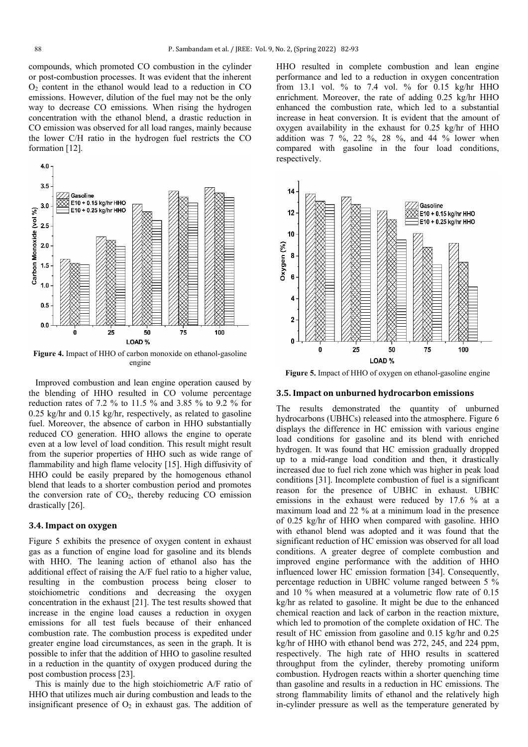compounds, which promoted CO combustion in the cylinder or post-combustion processes. It was evident that the inherent $O_2$ content in the ethanol would lead to a reduction in CO emissions. However, dilution of the fuel may not be the only way to decrease CO emissions. When rising the hydrogen concentration with the ethanol blend, a drastic reduction in CO emission was observed for all load ranges, mainly because the lower C/H ratio in the hydrogen fuel restricts the CO formation [12].

**Figure 4.** Impact of HHO of carbon monoxide on ethanol-gasoline engine

Improved combustion and lean engine operation caused by the blending of HHO resulted in CO volume percentage reduction rates of 7.2 % to 11.5 % and 3.85 % to 9.2 % for 0.25 kg/hr and 0.15 kg/hr, respectively, as related to gasoline fuel. Moreover, the absence of carbon in HHO substantially reduced CO generation. HHO allows the engine to operate even at a low level of load condition. This result might result from the superior properties of HHO such as wide range of flammability and high flame velocity [15]. High diffusivity of HHO could be easily prepared by the homogenous ethanol blend that leads to a shorter combustion period and promotes the conversion rate of $CO_2$, thereby reducing CO emission drastically [26].

### 3.4. Impact on oxygen

Figure 5 exhibits the presence of oxygen content in exhaust gas as a function of engine load for gasoline and its blends with HHO. The leaning action of ethanol also has the additional effect of raising the A/F fuel ratio to a higher value, resulting in the combustion process being closer to stoichiometric conditions and decreasing the oxygen concentration in the exhaust [21]. The test results showed that increase in the engine load causes a reduction in oxygen emissions for all test fuels because of their enhanced combustion rate. The combustion process is expedited under greater engine load circumstances, as seen in the graph. It is possible to infer that the addition of HHO to gasoline resulted in a reduction in the quantity of oxygen produced during the post combustion process [23].

This is mainly due to the high stoichiometric A/F ratio of HHO that utilizes much air during combustion and leads to the insignificant presence of $O_2$ in exhaust gas. The addition of HHO resulted in complete combustion and lean engine performance and led to a reduction in oxygen concentration from 13.1 vol. % to 7.4 vol. % for 0.15 kg/hr HHO enrichment. Moreover, the rate of adding 0.25 kg/hr HHO enhanced the combustion rate, which led to a substantial increase in heat conversion. It is evident that the amount of oxygen availability in the exhaust for 0.25 kg/hr of HHO addition was 7 %, 22 %, 28 %, and 44 % lower when compared with gasoline in the four load conditions, respectively.

**Figure 5.** Impact of HHO of oxygen on ethanol-gasoline engine

### 3.5. Impact on unburned hydrocarbon emissions

The results demonstrated the quantity of unburned hydrocarbons (UBHCs) released into the atmosphere. Figure 6 displays the difference in HC emission with various engine load conditions for gasoline and its blend with enriched hydrogen. It was found that HC emission gradually dropped up to a mid-range load condition and then, it drastically increased due to fuel rich zone which was higher in peak load conditions [31]. Incomplete combustion of fuel is a significant reason for the presence of UBHC in exhaust. UBHC emissions in the exhaust were reduced by 17.6 % at a maximum load and 22 % at a minimum load in the presence of 0.25 kg/hr of HHO when compared with gasoline. HHO with ethanol blend was adopted and it was found that the significant reduction of HC emission was observed for all load conditions. A greater degree of complete combustion and improved engine performance with the addition of HHO influenced lower HC emission formation [34]. Consequently, percentage reduction in UBHC volume ranged between 5 % and 10 % when measured at a volumetric flow rate of 0.15 kg/hr as related to gasoline. It might be due to the enhanced chemical reaction and lack of carbon in the reaction mixture, which led to promotion of the complete oxidation of HC. The result of HC emission from gasoline and 0.15 kg/hr and 0.25 kg/hr of HHO with ethanol bend was 272, 245, and 224 ppm, respectively. The high rate of HHO results in scattered throughput from the cylinder, thereby promoting uniform combustion. Hydrogen reacts within a shorter quenching time than gasoline and results in a reduction in HC emissions. The strong flammability limits of ethanol and the relatively high in-cylinder pressure as well as the temperature generated by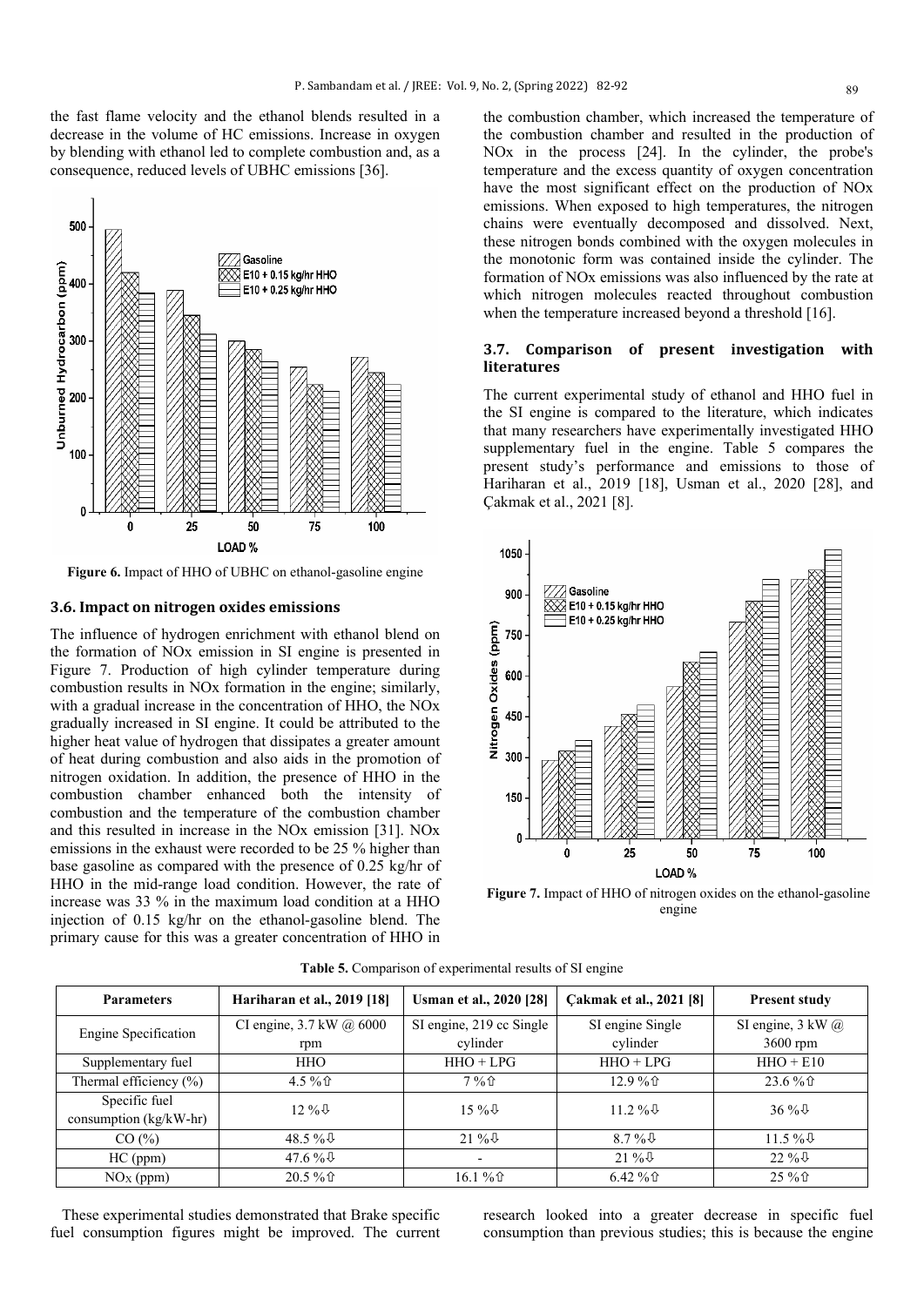the fast flame velocity and the ethanol blends resulted in a decrease in the volume of HC emissions. Increase in oxygen by blending with ethanol led to complete combustion and, as a consequence, reduced levels of UBHC emissions [36].

**Figure 6.** Impact of HHO of UBHC on ethanol-gasoline engine

### 3.6. Impact on nitrogen oxides emissions

The influence of hydrogen enrichment with ethanol blend on the formation of NOx emission in SI engine is presented in Figure 7. Production of high cylinder temperature during combustion results in NOx formation in the engine; similarly, with a gradual increase in the concentration of HHO, the NOx gradually increased in SI engine. It could be attributed to the higher heat value of hydrogen that dissipates a greater amount of heat during combustion and also aids in the promotion of nitrogen oxidation. In addition, the presence of HHO in the combustion chamber enhanced both the intensity of combustion and the temperature of the combustion chamber and this resulted in increase in the NOx emission [31]. NOx emissions in the exhaust were recorded to be 25 % higher than base gasoline as compared with the presence of 0.25 kg/hr of HHO in the mid-range load condition. However, the rate of increase was 33 % in the maximum load condition at a HHO injection of 0.15 kg/hr on the ethanol-gasoline blend. The primary cause for this was a greater concentration of HHO in the combustion chamber, which increased the temperature of the combustion chamber and resulted in the production of NOx in the process [24]. In the cylinder, the probe's temperature and the excess quantity of oxygen concentration have the most significant effect on the production of NOx emissions. When exposed to high temperatures, the nitrogen chains were eventually decomposed and dissolved. Next, these nitrogen bonds combined with the oxygen molecules in the monotonic form was contained inside the cylinder. The formation of NOx emissions was also influenced by the rate at which nitrogen molecules reacted throughout combustion when the temperature increased beyond a threshold [16].

### 3.7. Comparison of present investigation with literatures

The current experimental study of ethanol and HHO fuel in the SI engine is compared to the literature, which indicates that many researchers have experimentally investigated HHO supplementary fuel in the engine. Table 5 compares the present study's performance and emissions to those of Hariharan et al., 2019 [18], Usman et al., 2020 [28], and Çakmak et al., 2021 [8].

**Figure 7.** Impact of HHO of nitrogen oxides on the ethanol-gasoline engine

**Table 5.** Comparison of experimental results of SI engine

| Parameters | Hariharan et al., 2019 [18] | Usman et al., 2020 [28] | Çakmak et al., 2021 [8] | Present study |
|---|---|---|---|---|
| Engine Specification | CI engine, 3.7 kW @ 6000 rpm | SI engine, 219 cc Single cylinder | SI engine Single cylinder | SI engine, 3 kW @ 3600 rpm |
| Supplementary fuel | HHO | HHO + LPG | HHO + LPG | HHO + E10 |
| Thermal efficiency (%) | 4.5 %⇧ | 7 %⇧ | 12.9 %⇧ | 23.6 %⇧ |
| Specific fuel consumption (kg/kW-hr) | 12 %⇩ | 15 %⇩ | 11.2 %⇩ | 36 %⇩ |
| CO (%) | 48.5 %⇩ | 21 %⇩ | 8.7 %⇩ | 11.5 %⇩ |
| HC (ppm) | 47.6 %⇩ | - | 21 %⇩ | 22 %⇩ |
| $NO_X$ (ppm) | 20.5 %⇧ | 16.1 %⇧ | 6.42 %⇧ | 25 %⇧ |

These experimental studies demonstrated that Brake specific fuel consumption figures might be improved. The current research looked into a greater decrease in specific fuel consumption than previous studies; this is because the engine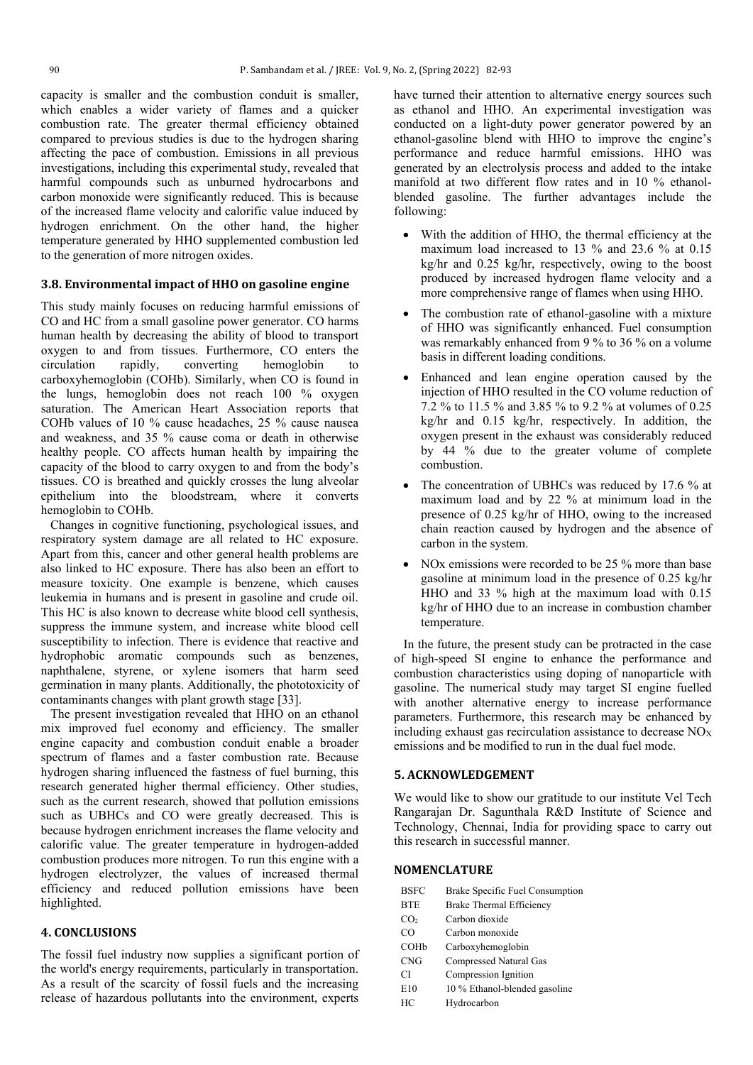capacity is smaller and the combustion conduit is smaller, which enables a wider variety of flames and a quicker combustion rate. The greater thermal efficiency obtained compared to previous studies is due to the hydrogen sharing affecting the pace of combustion. Emissions in all previous investigations, including this experimental study, revealed that harmful compounds such as unburned hydrocarbons and carbon monoxide were significantly reduced. This is because of the increased flame velocity and calorific value induced by hydrogen enrichment. On the other hand, the higher temperature generated by HHO supplemented combustion led to the generation of more nitrogen oxides.

### 3.8. Environmental impact of HHO on gasoline engine

This study mainly focuses on reducing harmful emissions of CO and HC from a small gasoline power generator. CO harms human health by decreasing the ability of blood to transport oxygen to and from tissues. Furthermore, CO enters the circulation rapidly, converting hemoglobin to carboxyhemoglobin (COHb). Similarly, when CO is found in the lungs, hemoglobin does not reach 100 % oxygen saturation. The American Heart Association reports that COHb values of 10 % cause headaches, 25 % cause nausea and weakness, and 35 % cause coma or death in otherwise healthy people. CO affects human health by impairing the capacity of the blood to carry oxygen to and from the body's tissues. CO is breathed and quickly crosses the lung alveolar epithelium into the bloodstream, where it converts hemoglobin to COHb.

Changes in cognitive functioning, psychological issues, and respiratory system damage are all related to HC exposure. Apart from this, cancer and other general health problems are also linked to HC exposure. There has also been an effort to measure toxicity. One example is benzene, which causes leukemia in humans and is present in gasoline and crude oil. This HC is also known to decrease white blood cell synthesis, suppress the immune system, and increase white blood cell susceptibility to infection. There is evidence that reactive and hydrophobic aromatic compounds such as benzenes, naphthalene, styrene, or xylene isomers that harm seed germination in many plants. Additionally, the phototoxicity of contaminants changes with plant growth stage [33].

The present investigation revealed that HHO on an ethanol mix improved fuel economy and efficiency. The smaller engine capacity and combustion conduit enable a broader spectrum of flames and a faster combustion rate. Because hydrogen sharing influenced the fastness of fuel burning, this research generated higher thermal efficiency. Other studies, such as the current research, showed that pollution emissions such as UBHCs and CO were greatly decreased. This is because hydrogen enrichment increases the flame velocity and calorific value. The greater temperature in hydrogen-added combustion produces more nitrogen. To run this engine with a hydrogen electrolyzer, the values of increased thermal efficiency and reduced pollution emissions have been highlighted.

## 4. CONCLUSIONS

The fossil fuel industry now supplies a significant portion of the world's energy requirements, particularly in transportation. As a result of the scarcity of fossil fuels and the increasing release of hazardous pollutants into the environment, experts have turned their attention to alternative energy sources such as ethanol and HHO. An experimental investigation was conducted on a light-duty power generator powered by an ethanol-gasoline blend with HHO to improve the engine's performance and reduce harmful emissions. HHO was generated by an electrolysis process and added to the intake manifold at two different flow rates and in 10 % ethanol-blended gasoline. The further advantages include the following:

- With the addition of HHO, the thermal efficiency at the maximum load increased to 13 % and 23.6 % at 0.15 kg/hr and 0.25 kg/hr, respectively, owing to the boost produced by increased hydrogen flame velocity and a more comprehensive range of flames when using HHO.
- The combustion rate of ethanol-gasoline with a mixture of HHO was significantly enhanced. Fuel consumption was remarkably enhanced from 9 % to 36 % on a volume basis in different loading conditions.
- Enhanced and lean engine operation caused by the injection of HHO resulted in the CO volume reduction of 7.2 % to 11.5 % and 3.85 % to 9.2 % at volumes of 0.25 kg/hr and 0.15 kg/hr, respectively. In addition, the oxygen present in the exhaust was considerably reduced by 44 % due to the greater volume of complete combustion.
- The concentration of UBHCs was reduced by 17.6 % at maximum load and by 22 % at minimum load in the presence of 0.25 kg/hr of HHO, owing to the increased chain reaction caused by hydrogen and the absence of carbon in the system.
- NOx emissions were recorded to be 25 % more than base gasoline at minimum load in the presence of 0.25 kg/hr HHO and 33 % high at the maximum load with 0.15 kg/hr of HHO due to an increase in combustion chamber temperature.

In the future, the present study can be protracted in the case of high-speed SI engine to enhance the performance and combustion characteristics using doping of nanoparticle with gasoline. The numerical study may target SI engine fuelled with another alternative energy to increase performance parameters. Furthermore, this research may be enhanced by including exhaust gas recirculation assistance to decrease $NO_X$ emissions and be modified to run in the dual fuel mode.

## 5. ACKNOWLEDGEMENT

We would like to show our gratitude to our institute Vel Tech Rangarajan Dr. Sagunthala R&D Institute of Science and Technology, Chennai, India for providing space to carry out this research in successful manner.

## NOMENCLATURE

| | |
|---|---|
| BSFC | Brake Specific Fuel Consumption |
| BTE | Brake Thermal Efficiency |
| $CO_2$ | Carbon dioxide |
| CO | Carbon monoxide |
| COHb | Carboxyhemoglobin |
| CNG | Compressed Natural Gas |
| CI | Compression Ignition |
| E10 | 10 % Ethanol-blended gasoline |
| HC | Hydrocarbon |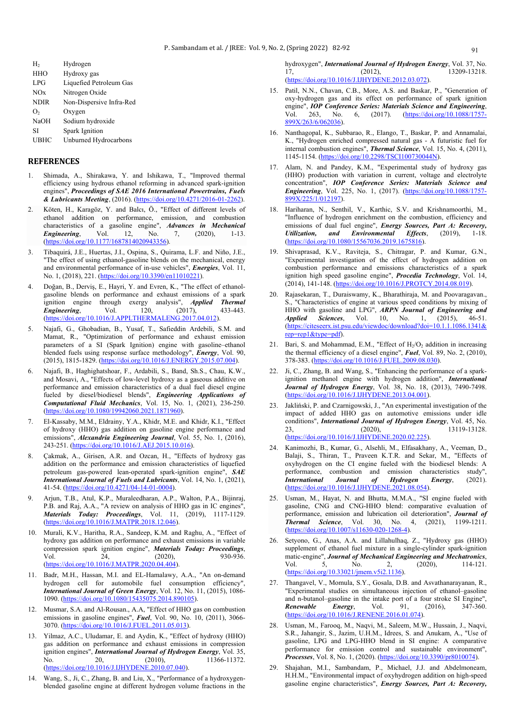| | |
|---|---|
| $H_2$ | Hydrogen |
| HHO | Hydroxy gas |
| LPG | Liquefied Petroleum Gas |
| NOx | Nitrogen Oxide |
| NDIR | Non-Dispersive Infra-Red |
| $O_2$ | Oxygen |
| NaOH | Sodium hydroxide |
| SI | Spark Ignition |
| UBHC | Unburned Hydrocarbons |

## REFERENCES

1. Shimada, A., Shirakawa, Y. and Ishikawa, T., "Improved thermal efficiency using hydrous ethanol reforming in advanced spark-ignition engines", ***Proceedings of SAE 2016 International Powertrains, Fuels & Lubricants Meeting***, (2016). (https://doi.org/10.4271/2016-01-2262).
2. Köten, H., Karagöz, Y. and Balcı, Ö., "Effect of different levels of ethanol addition on performance, emission, and combustion characteristics of a gasoline engine", ***Advances in Mechanical Engineering***, Vol. 12, No. 7, (2020), 1-13. (https://doi.org/10.1177/1687814020943356).
3. Tibaquirá, J.E., Huertas, J.I., Ospina, S., Quirama, L.F. and Niño, J.E., "The effect of using ethanol-gasoline blends on the mechanical, energy and environmental performance of in-use vehicles", ***Energies***, Vol. 11, No. 1, (2018), 221. (https://doi.org/10.3390/en11010221).
4. Doğan, B., Derviş, E., Hayri, Y. and Evren, K., "The effect of ethanol-gasoline blends on performance and exhaust emissions of a spark ignition engine through exergy analysis", ***Applied Thermal Engineering***, Vol. 120, (2017), 433-443. (https://doi.org/10.1016/J.APPLTHERMALENG.2017.04.012).
5. Najafi, G., Ghobadian, B., Yusaf, T., Safieddin Ardebili, S.M. and Mamat, R., "Optimization of performance and exhaust emission parameters of a SI (Spark Ignition) engine with gasoline–ethanol blended fuels using response surface methodology", ***Energy***, Vol. 90, (2015), 1815-1829. (https://doi.org/10.1016/J.ENERGY.2015.07.004).
6. Najafi, B., Haghighatshoar, F., Ardabili, S., Band, Sh.S., Chau, K.W., and Mosavi, A., "Effects of low-level hydroxy as a gaseous additive on performance and emission characteristics of a dual fuel diesel engine fueled by diesel/biodiesel blends", ***Engineering Applications of Computational Fluid Mechanics***, Vol. 15, No. 1, (2021), 236-250. (https://doi.org/10.1080/19942060.2021.1871960).
7. El-Kassaby, M.M., Eldrainy, Y.A., Khidr, M.E. and Khidr, K.I., "Effect of hydroxy (HHO) gas addition on gasoline engine performance and emissions", ***Alexandria Engineering Journal***, Vol. 55, No. 1, (2016), 243-251. (https://doi.org/10.1016/J.AEJ.2015.10.016).
8. Çakmak, A., Girisen, A.R. and Ozcan, H., "Effects of hydroxy gas addition on the performance and emission characteristics of liquefied petroleum gas-powered lean-operated spark-ignition engine", ***SAE International Journal of Fuels and Lubricants***, Vol. 14, No. 1, (2021), 41-54. (https://doi.org/10.4271/04-14-01-0004).
9. Arjun, T.B., Atul, K.P., Muraleedharan, A.P., Walton, P.A., Bijinraj, P.B. and Raj, A.A., "A review on analysis of HHO gas in IC engines", ***Materials Today: Proceedings***, Vol. 11, (2019), 1117-1129. (https://doi.org/10.1016/J.MATPR.2018.12.046).
10. Murali, K.V., Haritha, R.A., Sandeep, K.M. and Raghu, A., "Effect of hydroxy gas addition on performance and exhaust emissions in variable compression spark ignition engine", ***Materials Today: Proceedings***, Vol. 24, (2020), 930-936. (https://doi.org/10.1016/J.MATPR.2020.04.404).
11. Badr, M.H., Hassan, M.I. and EL-Hamalawy, A.A., "An on-demand hydrogen cell for automobile fuel consumption efficiency", ***International Journal of Green Energy***, Vol. 12, No. 11, (2015), 1086-1090. (https://doi.org/10.1080/15435075.2014.890105).
12. Musmar, S.A. and Al-Rousan., A.A, "Effect of HHO gas on combustion emissions in gasoline engines", ***Fuel***, Vol. 90, No. 10, (2011), 3066-3070. (https://doi.org/10.1016/J.FUEL.2011.05.013).
13. Yilmaz, A.C., Uludamar, E. and Aydin, K., "Effect of hydroxy (HHO) gas addition on performance and exhaust emissions in compression ignition engines", ***International Journal of Hydrogen Energy***, Vol. 35, No. 20, (2010), 11366-11372. (https://doi.org/10.1016/J.IJHYDENE.2010.07.040).
14. Wang, S., Ji, C., Zhang, B. and Liu, X., "Performance of a hydroxygen-blended gasoline engine at different hydrogen volume fractions in the hydroxygen", ***International Journal of Hydrogen Energy***, Vol. 37, No. 17, (2012), 13209-13218. (https://doi.org/10.1016/J.IJHYDENE.2012.03.072).
15. Patil, N.N., Chavan, C.B., More, A.S. and Baskar, P., "Generation of oxy-hydrogen gas and its effect on performance of spark ignition engine", ***IOP Conference Series: Materials Science and Engineering***, Vol. 263, No. 6, (2017). (https://doi.org/10.1088/1757-899X/263/6/062036).
16. Nanthagopal, K., Subbarao, R., Elango, T., Baskar, P. and Annamalai, K., "Hydrogen enriched compressed natural gas - A futuristic fuel for internal combustion engines", ***Thermal Science***, Vol. 15, No. 4, (2011), 1145-1154. (https://doi.org/10.2298/TSCI100730044N).
17. Alam, N. and Pandey, K.M., "Experimental study of hydroxy gas (HHO) production with variation in current, voltage and electrolyte concentration", ***IOP Conference Series: Materials Science and Engineering***, Vol. 225, No. 1, (2017). (https://doi.org/10.1088/1757-899X/225/1/012197).
18. Hariharan, N., Senthil, V., Karthic, S.V. and Krishnamoorthi, M., "Influence of hydrogen enrichment on the combustion, efficiency and emissions of dual fuel engine", ***Energy Sources, Part A: Recovery, Utilization, and Environmental Effects***, (2019), 1-18. (https://doi.org/10.1080/15567036.2019.1675816).
19. Shivaprasad, K.V., Raviteja, S., Chitragar, P. and Kumar, G.N., "Experimental investigation of the effect of hydrogen addition on combustion performance and emissions characteristics of a spark ignition high speed gasoline engine", ***Procedia Technology***, Vol. 14, (2014), 141-148. (https://doi.org/10.1016/J.PROTCY.2014.08.019).
20. Rajasekaran, T., Duraiswamy, K., Bharathiraja, M. and Poovaragavan., S., "Characteristics of engine at various speed conditions by mixing of HHO with gasoline and LPG", ***ARPN Journal of Engineering and Applied Sciences***, Vol. 10, No. 1, (2015), 46-51. (https://citeseerx.ist.psu.edu/viewdoc/download?doi=10.1.1.1086.1341&rep=rep1&type=pdf).
21. Bari, S. and Mohammad, E.M., "Effect of $H_2/O_2$ addition in increasing the thermal efficiency of a diesel engine", ***Fuel***, Vol. 89, No. 2, (2010), 378-383. (https://doi.org/10.1016/J.FUEL.2009.08.030).
22. Ji, C., Zhang, B. and Wang, S., "Enhancing the performance of a spark-ignition methanol engine with hydrogen addition", ***International Journal of Hydrogen Energy***, Vol. 38, No. 18, (2013), 7490-7498. (https://doi.org/10.1016/J.IJHYDENE.2013.04.001).
23. Jakliński, P. and Czarnigowski, J., "An experimental investigation of the impact of added HHO gas on automotive emissions under idle conditions", ***International Journal of Hydrogen Energy***, Vol. 45, No. 23, (2020), 13119-13128. (https://doi.org/10.1016/J.IJHYDENE.2020.02.225).
24. Kanimozhi, B., Kumar, G., Alsehli, M., Elfasakhany, A., Veeman, D., Balaji, S., Thiran, T., Praveen K.T.R. and Sekar, M., "Effects of oxyhydrogen on the CI engine fueled with the biodiesel blends: A performance, combustion and emission characteristics study", ***International Journal of Hydrogen Energy***, (2021). (https://doi.org/10.1016/J.IJHYDENE.2021.08.054).
25. Usman, M., Hayat, N. and Bhutta, M.M.A., "SI engine fueled with gasoline, CNG and CNG-HHO blend: comparative evaluation of performance, emission and lubrication oil deterioration", ***Journal of Thermal Science***, Vol. 30, No. 4, (2021), 1199-1211. (https://doi.org/10.1007/s11630-020-1268-4).
26. Setyono, G., Anas, A.A. and Lillahulhaq, Z., "Hydroxy gas (HHO) supplement of ethanol fuel mixture in a single-cylinder spark-ignition matic-engine", ***Journal of Mechanical Engineering and Mechatronics***, Vol. 5, No. 2, (2020), 114-121. (https://doi.org/10.33021/jmem.v5i2.1136).
27. Thangavel, V., Momula, S.Y., Gosala, D.B. and Asvathanarayanan, R., "Experimental studies on simultaneous injection of ethanol–gasoline and n-butanol–gasoline in the intake port of a four stroke SI Engine", ***Renewable Energy***, Vol. 91, (2016), 347-360. (https://doi.org/10.1016/J.RENENE.2016.01.074).
28. Usman, M., Farooq, M., Naqvi, M., Saleem, M.W., Hussain, J., Naqvi, S.R., Jahangir, S., Jazim, U.H.M., Idrees, S. and Anukam, A., "Use of gasoline, LPG and LPG-HHO blend in SI engine: A comparative performance for emission control and sustainable environment", ***Processes***, Vol. 8, No. 1, (2020). (https://doi.org/10.3390/pr8010074).
29. Shajahan, M.I., Sambandam, P., Michael, J.J. and Abdelmoneam, H.H.M., "Environmental impact of oxyhydrogen addition on high-speed gasoline engine characteristics", ***Energy Sources, Part A: Recovery,***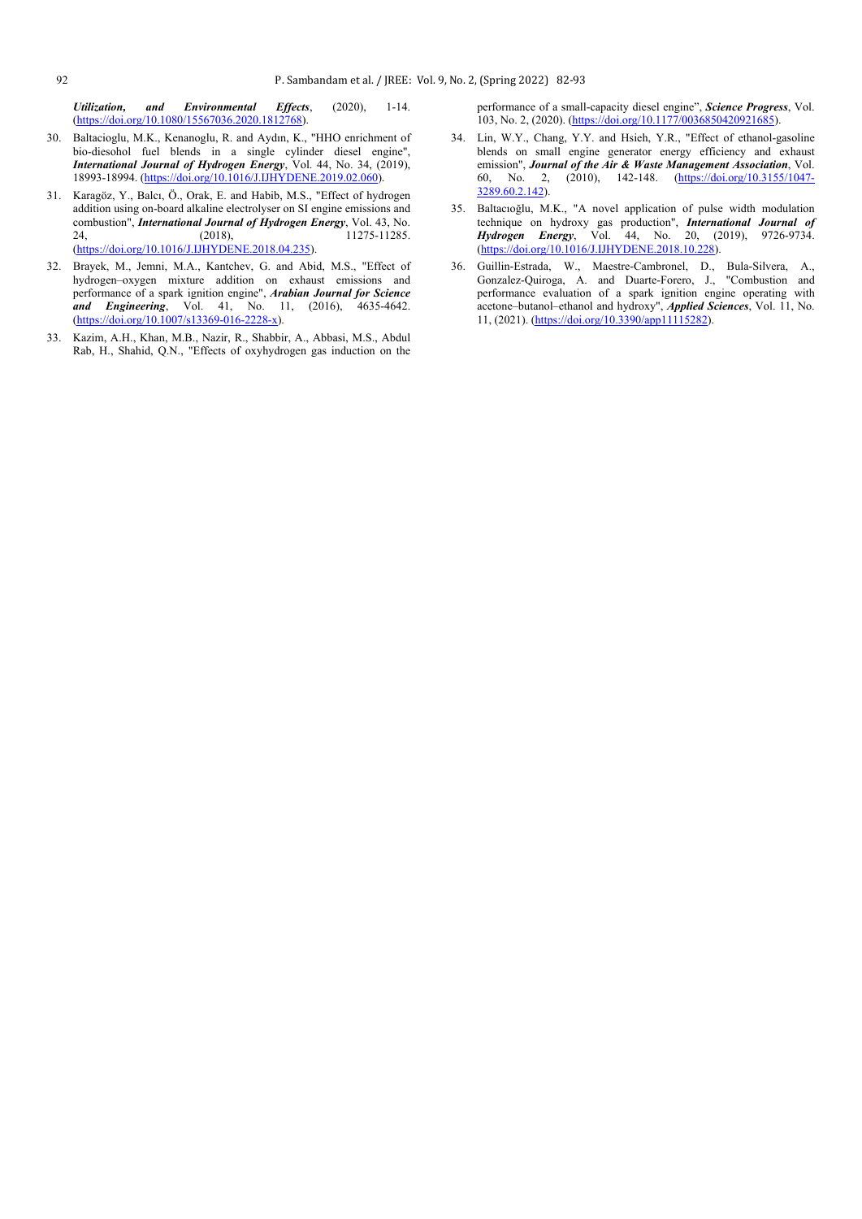*Utilization, and Environmental Effects*, (2020), 1-14. (https://doi.org/10.1080/15567036.2020.1812768).

30. Baltacioglu, M.K., Kenanoglu, R. and Aydın, K., "HHO enrichment of bio-diesohol fuel blends in a single cylinder diesel engine", ***International Journal of Hydrogen Energy***, Vol. 44, No. 34, (2019), 18993-18994. (https://doi.org/10.1016/J.IJHYDENE.2019.02.060).
31. Karagöz, Y., Balcı, Ö., Orak, E. and Habib, M.S., "Effect of hydrogen addition using on-board alkaline electrolyser on SI engine emissions and combustion", ***International Journal of Hydrogen Energy***, Vol. 43, No. 24, (2018), 11275-11285. (https://doi.org/10.1016/J.IJHYDENE.2018.04.235).
32. Brayek, M., Jemni, M.A., Kantchev, G. and Abid, M.S., "Effect of hydrogen–oxygen mixture addition on exhaust emissions and performance of a spark ignition engine", ***Arabian Journal for Science and Engineering***, Vol. 41, No. 11, (2016), 4635-4642. (https://doi.org/10.1007/s13369-016-2228-x).
33. Kazim, A.H., Khan, M.B., Nazir, R., Shabbir, A., Abbasi, M.S., Abdul Rab, H., Shahid, Q.N., "Effects of oxyhydrogen gas induction on the performance of a small-capacity diesel engine", ***Science Progress***, Vol. 103, No. 2, (2020). (https://doi.org/10.1177/0036850420921685).
34. Lin, W.Y., Chang, Y.Y. and Hsieh, Y.R., "Effect of ethanol-gasoline blends on small engine generator energy efficiency and exhaust emission", ***Journal of the Air & Waste Management Association***, Vol. 60, No. 2, (2010), 142-148. (https://doi.org/10.3155/1047-3289.60.2.142).
35. Baltacıoğlu, M.K., "A novel application of pulse width modulation technique on hydroxy gas production", ***International Journal of Hydrogen Energy***, Vol. 44, No. 20, (2019), 9726-9734. (https://doi.org/10.1016/J.IJHYDENE.2018.10.228).
36. Guillin-Estrada, W., Maestre-Cambronel, D., Bula-Silvera, A., Gonzalez-Quiroga, A. and Duarte-Forero, J., "Combustion and performance evaluation of a spark ignition engine operating with acetone–butanol–ethanol and hydroxy", ***Applied Sciences***, Vol. 11, No. 11, (2021). (https://doi.org/10.3390/app11115282).